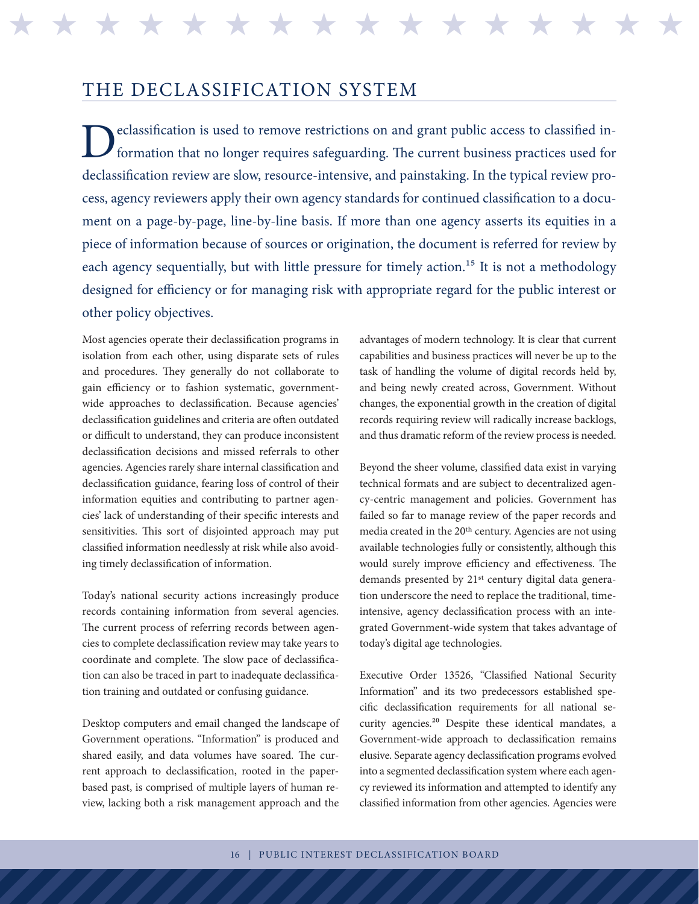# THE DECLASSIFICATION SYSTEM

Declassification is used to remove restrictions on and grant public access to classified information that no longer requires safeguarding. The current business practices used for declassification review are slow, resource-intensive, and painstaking. In the typical review process, agency reviewers apply their own agency standards for continued classification to a document on a page-by-page, line-by-line basis. If more than one agency asserts its equities in a piece of information because of sources or origination, the document is referred for review by each agency sequentially, but with little pressure for timely action.[15] It is not a methodology designed for efficiency or for managing risk with appropriate regard for the public interest or other policy objectives.

Most agencies operate their declassification programs in isolation from each other, using disparate sets of rules and procedures. They generally do not collaborate to gain efficiency or to fashion systematic, government-wide approaches to declassification. Because agencies' declassification guidelines and criteria are often outdated or difficult to understand, they can produce inconsistent declassification decisions and missed referrals to other agencies. Agencies rarely share internal classification and declassification guidance, fearing loss of control of their information equities and contributing to partner agencies' lack of understanding of their specific interests and sensitivities. This sort of disjointed approach may put classified information needlessly at risk while also avoiding timely declassification of information.

Today's national security actions increasingly produce records containing information from several agencies. The current process of referring records between agencies to complete declassification review may take years to coordinate and complete. The slow pace of declassification can also be traced in part to inadequate declassification training and outdated or confusing guidance.

Desktop computers and email changed the landscape of Government operations. "Information" is produced and shared easily, and data volumes have soared. The current approach to declassification, rooted in the paper-based past, is comprised of multiple layers of human review, lacking both a risk management approach and the advantages of modern technology. It is clear that current capabilities and business practices will never be up to the task of handling the volume of digital records held by, and being newly created across, Government. Without changes, the exponential growth in the creation of digital records requiring review will radically increase backlogs, and thus dramatic reform of the review process is needed.

Beyond the sheer volume, classified data exist in varying technical formats and are subject to decentralized agency-centric management and policies. Government has failed so far to manage review of the paper records and media created in the 20th century. Agencies are not using available technologies fully or consistently, although this would surely improve efficiency and effectiveness. The demands presented by 21st century digital data generation underscore the need to replace the traditional, time-intensive, agency declassification process with an integrated Government-wide system that takes advantage of today's digital age technologies.

Executive Order 13526, "Classified National Security Information" and its two predecessors established specific declassification requirements for all national security agencies.[20] Despite these identical mandates, a Government-wide approach to declassification remains elusive. Separate agency declassification programs evolved into a segmented declassification system where each agency reviewed its information and attempted to identify any classified information from other agencies. Agencies were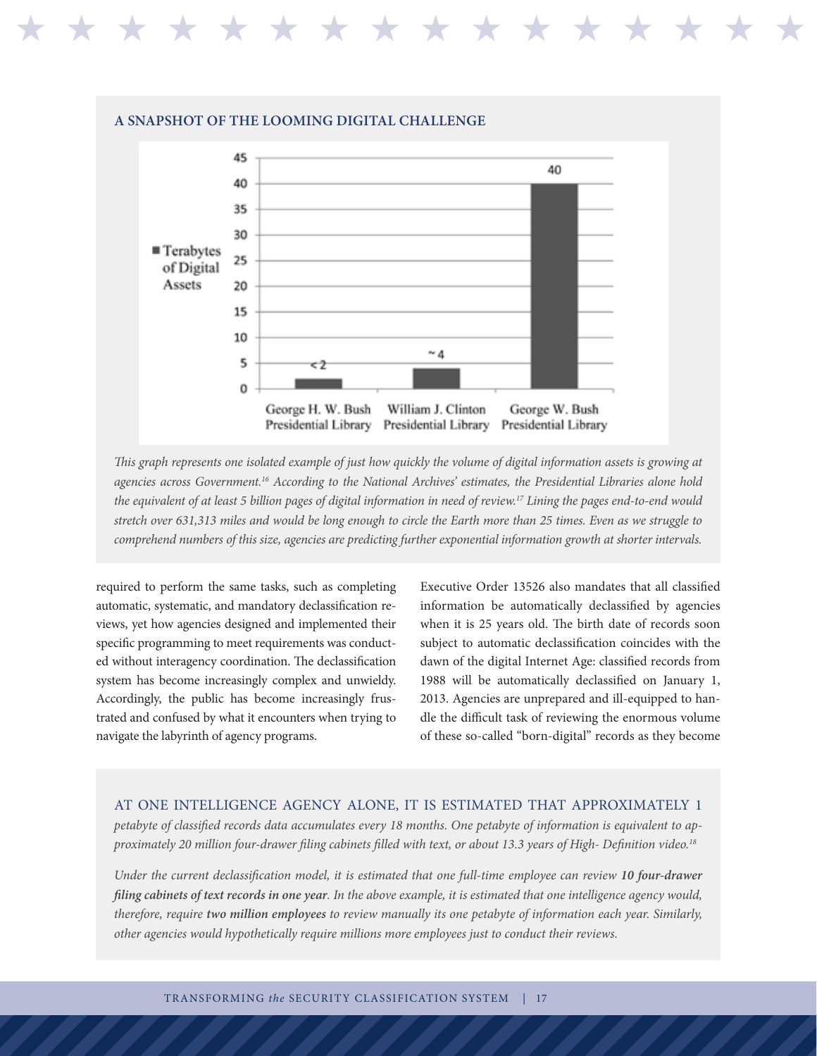### A SNAPSHOT OF THE LOOMING DIGITAL CHALLENGE

| | Terabytes of Digital Assets |
|---|---|
| George H. W. Bush Presidential Library | <2 |
| William J. Clinton Presidential Library | ~4 |
| George W. Bush Presidential Library | 40 |

*This graph represents one isolated example of just how quickly the volume of digital information assets is growing at agencies across Government.[16] According to the National Archives' estimates, the Presidential Libraries alone hold the equivalent of at least 5 billion pages of digital information in need of review.[17] Lining the pages end-to-end would stretch over 631,313 miles and would be long enough to circle the Earth more than 25 times. Even as we struggle to comprehend numbers of this size, agencies are predicting further exponential information growth at shorter intervals.*

required to perform the same tasks, such as completing automatic, systematic, and mandatory declassification reviews, yet how agencies designed and implemented their specific programming to meet requirements was conducted without interagency coordination. The declassification system has become increasingly complex and unwieldy. Accordingly, the public has become increasingly frustrated and confused by what it encounters when trying to navigate the labyrinth of agency programs.

Executive Order 13526 also mandates that all classified information be automatically declassified by agencies when it is 25 years old. The birth date of records soon subject to automatic declassification coincides with the dawn of the digital Internet Age: classified records from 1988 will be automatically declassified on January 1, 2013. Agencies are unprepared and ill-equipped to handle the difficult task of reviewing the enormous volume of these so-called "born-digital" records as they become

AT ONE INTELLIGENCE AGENCY ALONE, IT IS ESTIMATED THAT APPROXIMATELY 1 *petabyte of classified records data accumulates every 18 months. One petabyte of information is equivalent to approximately 20 million four-drawer filing cabinets filled with text, or about 13.3 years of High- Definition video.[18]*

*Under the current declassification model, it is estimated that one full-time employee can review **10 four-drawer filing cabinets of text records in one year**. In the above example, it is estimated that one intelligence agency would, therefore, require **two million employees** to review manually its one petabyte of information each year. Similarly, other agencies would hypothetically require millions more employees just to conduct their reviews.*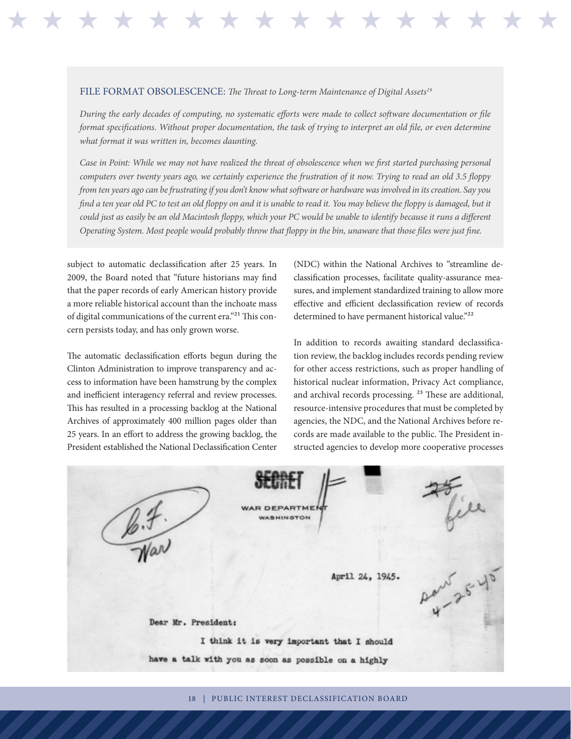FILE FORMAT OBSOLESCENCE: *The Threat to Long-term Maintenance of Digital Assets*[19]

*During the early decades of computing, no systematic efforts were made to collect software documentation or file format specifications. Without proper documentation, the task of trying to interpret an old file, or even determine what format it was written in, becomes daunting.*

*Case in Point: While we may not have realized the threat of obsolescence when we first started purchasing personal computers over twenty years ago, we certainly experience the frustration of it now. Trying to read an old 3.5 floppy from ten years ago can be frustrating if you don't know what software or hardware was involved in its creation. Say you find a ten year old PC to test an old floppy on and it is unable to read it. You may believe the floppy is damaged, but it could just as easily be an old Macintosh floppy, which your PC would be unable to identify because it runs a different Operating System. Most people would probably throw that floppy in the bin, unaware that those files were just fine.*

subject to automatic declassification after 25 years. In 2009, the Board noted that "future historians may find that the paper records of early American history provide a more reliable historical account than the inchoate mass of digital communications of the current era."[21] This concern persists today, and has only grown worse.

The automatic declassification efforts begun during the Clinton Administration to improve transparency and access to information have been hamstrung by the complex and inefficient interagency referral and review processes. This has resulted in a processing backlog at the National Archives of approximately 400 million pages older than 25 years. In an effort to address the growing backlog, the President established the National Declassification Center (NDC) within the National Archives to "streamline declassification processes, facilitate quality-assurance measures, and implement standardized training to allow more effective and efficient declassification review of records determined to have permanent historical value."[22]

In addition to records awaiting standard declassification review, the backlog includes records pending review for other access restrictions, such as proper handling of historical nuclear information, Privacy Act compliance, and archival records processing.[23] These are additional, resource-intensive procedures that must be completed by agencies, the NDC, and the National Archives before records are made available to the public. The President instructed agencies to develop more cooperative processes

SECRET

WAR DEPARTMENT
WASHINGTON

April 24, 1945.

Dear Mr. President:

I think it is very important that I should have a talk with you as soon as possible on a highly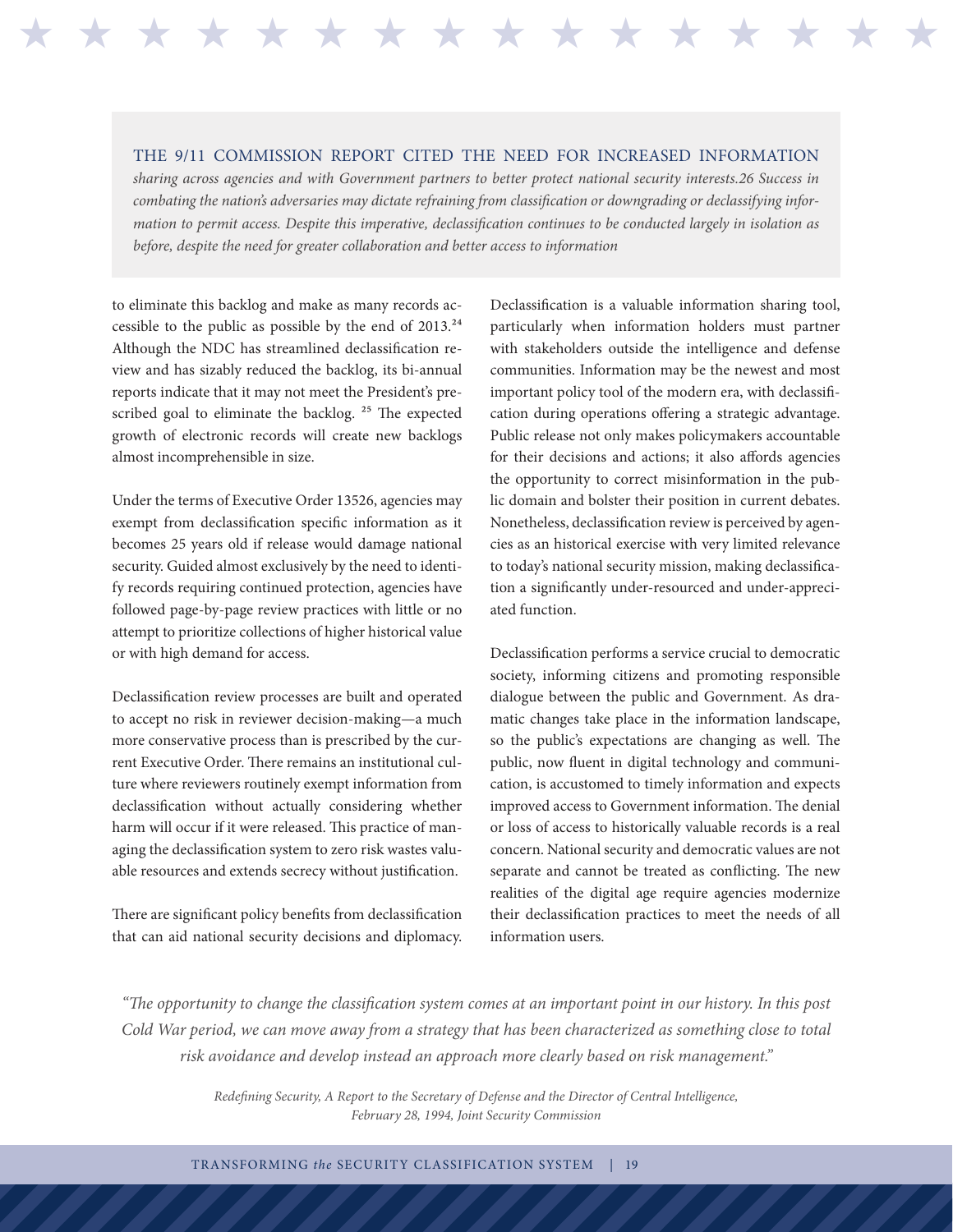THE 9/11 COMMISSION REPORT CITED THE NEED FOR INCREASED INFORMATION *sharing across agencies and with Government partners to better protect national security interests.26 Success in combating the nation's adversaries may dictate refraining from classification or downgrading or declassifying information to permit access. Despite this imperative, declassification continues to be conducted largely in isolation as before, despite the need for greater collaboration and better access to information*

to eliminate this backlog and make as many records accessible to the public as possible by the end of 2013.[24] Although the NDC has streamlined declassification review and has sizably reduced the backlog, its bi-annual reports indicate that it may not meet the President's prescribed goal to eliminate the backlog. [25] The expected growth of electronic records will create new backlogs almost incomprehensible in size.

Under the terms of Executive Order 13526, agencies may exempt from declassification specific information as it becomes 25 years old if release would damage national security. Guided almost exclusively by the need to identify records requiring continued protection, agencies have followed page-by-page review practices with little or no attempt to prioritize collections of higher historical value or with high demand for access.

Declassification review processes are built and operated to accept no risk in reviewer decision-making—a much more conservative process than is prescribed by the current Executive Order. There remains an institutional culture where reviewers routinely exempt information from declassification without actually considering whether harm will occur if it were released. This practice of managing the declassification system to zero risk wastes valuable resources and extends secrecy without justification.

There are significant policy benefits from declassification that can aid national security decisions and diplomacy. Declassification is a valuable information sharing tool, particularly when information holders must partner with stakeholders outside the intelligence and defense communities. Information may be the newest and most important policy tool of the modern era, with declassification during operations offering a strategic advantage. Public release not only makes policymakers accountable for their decisions and actions; it also affords agencies the opportunity to correct misinformation in the public domain and bolster their position in current debates. Nonetheless, declassification review is perceived by agencies as an historical exercise with very limited relevance to today's national security mission, making declassification a significantly under-resourced and under-appreciated function.

Declassification performs a service crucial to democratic society, informing citizens and promoting responsible dialogue between the public and Government. As dramatic changes take place in the information landscape, so the public's expectations are changing as well. The public, now fluent in digital technology and communication, is accustomed to timely information and expects improved access to Government information. The denial or loss of access to historically valuable records is a real concern. National security and democratic values are not separate and cannot be treated as conflicting. The new realities of the digital age require agencies modernize their declassification practices to meet the needs of all information users.

*"The opportunity to change the classification system comes at an important point in our history. In this post Cold War period, we can move away from a strategy that has been characterized as something close to total risk avoidance and develop instead an approach more clearly based on risk management."*

*Redefining Security, A Report to the Secretary of Defense and the Director of Central Intelligence, February 28, 1994, Joint Security Commission*